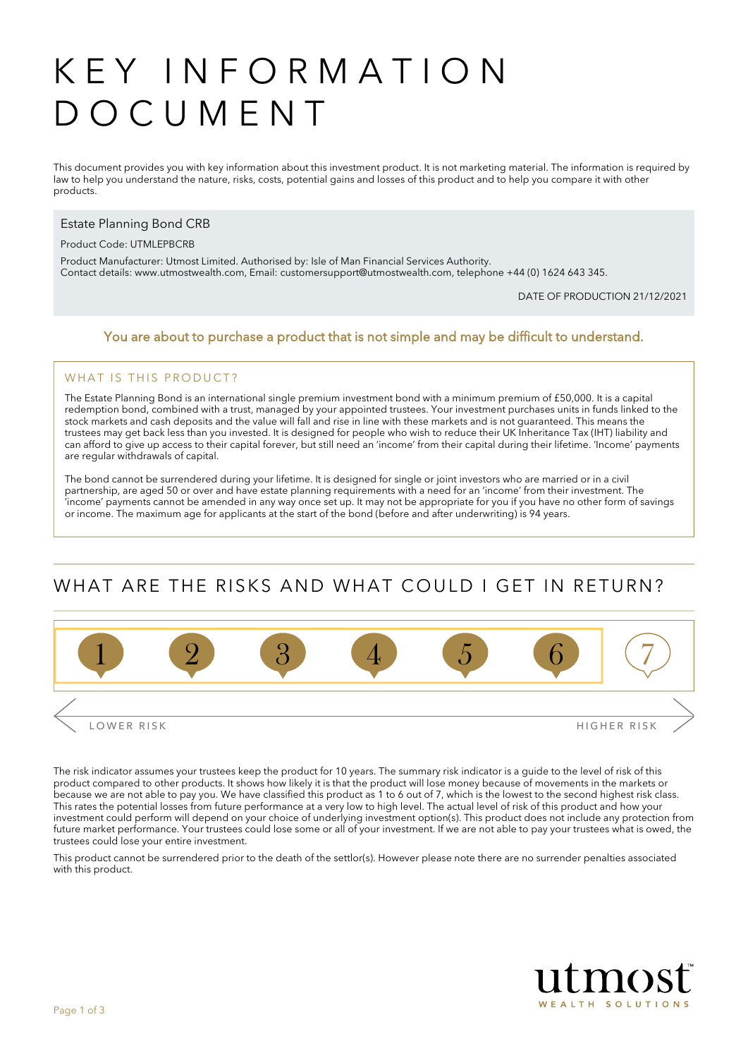# KEY INFORMATION DOCUMENT

This document provides you with key information about this investment product. It is not marketing material. The information is required by law to help you understand the nature, risks, costs, potential gains and losses of this product and to help you compare it with other products.

## Estate Planning Bond CRB

Product Code: UTMLEPBCRB

Product Manufacturer: Utmost Limited. Authorised by: Isle of Man Financial Services Authority.
Contact details: www.utmostwealth.com, Email: customersupport@utmostwealth.com, telephone +44 (0) 1624 643 345.

DATE OF PRODUCTION 21/12/2021

**You are about to purchase a product that is not simple and may be difficult to understand.**

### WHAT IS THIS PRODUCT?

The Estate Planning Bond is an international single premium investment bond with a minimum premium of £50,000. It is a capital redemption bond, combined with a trust, managed by your appointed trustees. Your investment purchases units in funds linked to the stock markets and cash deposits and the value will fall and rise in line with these markets and is not guaranteed. This means the trustees may get back less than you invested. It is designed for people who wish to reduce their UK Inheritance Tax (IHT) liability and can afford to give up access to their capital forever, but still need an 'income' from their capital during their lifetime. 'Income' payments are regular withdrawals of capital.

The bond cannot be surrendered during your lifetime. It is designed for single or joint investors who are married or in a civil partnership, are aged 50 or over and have estate planning requirements with a need for an 'income' from their investment. The 'income' payments cannot be amended in any way once set up. It may not be appropriate for you if you have no other form of savings or income. The maximum age for applicants at the start of the bond (before and after underwriting) is 94 years.

## WHAT ARE THE RISKS AND WHAT COULD I GET IN RETURN?

1 2 3 4 5 6 7

LOWER RISK — HIGHER RISK

The risk indicator assumes your trustees keep the product for 10 years. The summary risk indicator is a guide to the level of risk of this product compared to other products. It shows how likely it is that the product will lose money because of movements in the markets or because we are not able to pay you. We have classified this product as 1 to 6 out of 7, which is the lowest to the second highest risk class. This rates the potential losses from future performance at a very low to high level. The actual level of risk of this product and how your investment could perform will depend on your choice of underlying investment option(s). This product does not include any protection from future market performance. Your trustees could lose some or all of your investment. If we are not able to pay your trustees what is owed, the trustees could lose your entire investment.

This product cannot be surrendered prior to the death of the settlor(s). However please note there are no surrender penalties associated with this product.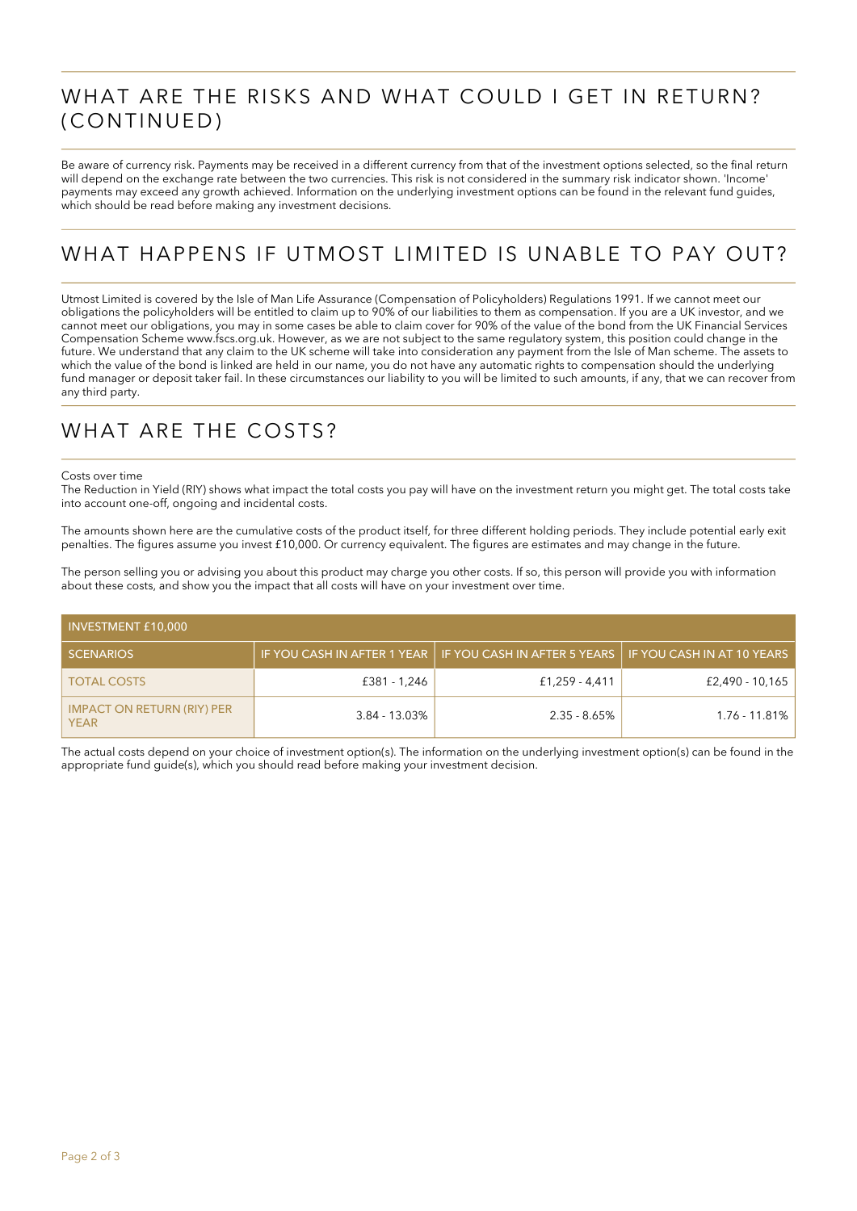## WHAT ARE THE RISKS AND WHAT COULD I GET IN RETURN? (CONTINUED)

Be aware of currency risk. Payments may be received in a different currency from that of the investment options selected, so the final return will depend on the exchange rate between the two currencies. This risk is not considered in the summary risk indicator shown. 'Income' payments may exceed any growth achieved. Information on the underlying investment options can be found in the relevant fund guides, which should be read before making any investment decisions.

## WHAT HAPPENS IF UTMOST LIMITED IS UNABLE TO PAY OUT?

Utmost Limited is covered by the Isle of Man Life Assurance (Compensation of Policyholders) Regulations 1991. If we cannot meet our obligations the policyholders will be entitled to claim up to 90% of our liabilities to them as compensation. If you are a UK investor, and we cannot meet our obligations, you may in some cases be able to claim cover for 90% of the value of the bond from the UK Financial Services Compensation Scheme www.fscs.org.uk. However, as we are not subject to the same regulatory system, this position could change in the future. We understand that any claim to the UK scheme will take into consideration any payment from the Isle of Man scheme. The assets to which the value of the bond is linked are held in our name, you do not have any automatic rights to compensation should the underlying fund manager or deposit taker fail. In these circumstances our liability to you will be limited to such amounts, if any, that we can recover from any third party.

## WHAT ARE THE COSTS?

Costs over time
The Reduction in Yield (RIY) shows what impact the total costs you pay will have on the investment return you might get. The total costs take into account one-off, ongoing and incidental costs.

The amounts shown here are the cumulative costs of the product itself, for three different holding periods. They include potential early exit penalties. The figures assume you invest £10,000. Or currency equivalent. The figures are estimates and may change in the future.

The person selling you or advising you about this product may charge you other costs. If so, this person will provide you with information about these costs, and show you the impact that all costs will have on your investment over time.

| INVESTMENT £10,000 | | | |
|---|---|---|---|
| SCENARIOS | IF YOU CASH IN AFTER 1 YEAR | IF YOU CASH IN AFTER 5 YEARS | IF YOU CASH IN AT 10 YEARS |
| TOTAL COSTS | £381 - 1,246 | £1,259 - 4,411 | £2,490 - 10,165 |
| IMPACT ON RETURN (RIY) PER YEAR | 3.84 - 13.03% | 2.35 - 8.65% | 1.76 - 11.81% |

The actual costs depend on your choice of investment option(s). The information on the underlying investment option(s) can be found in the appropriate fund guide(s), which you should read before making your investment decision.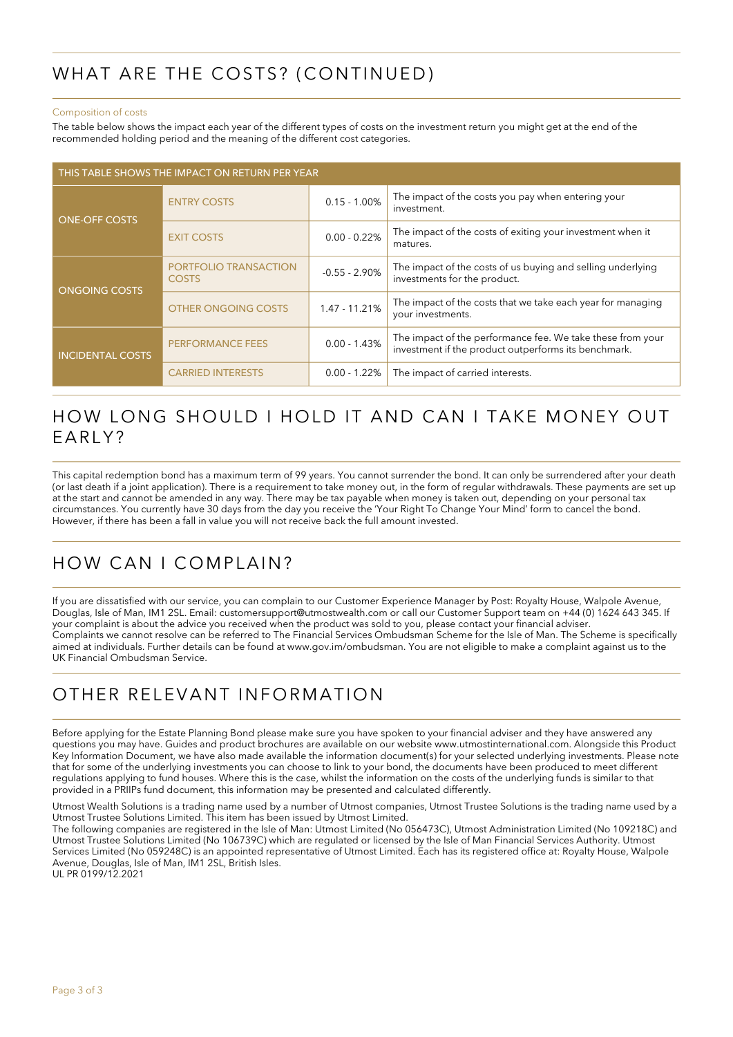## WHAT ARE THE COSTS? (CONTINUED)

### Composition of costs

The table below shows the impact each year of the different types of costs on the investment return you might get at the end of the recommended holding period and the meaning of the different cost categories.

| THIS TABLE SHOWS THE IMPACT ON RETURN PER YEAR | | | |
|---|---|---|---|
| ONE-OFF COSTS | ENTRY COSTS | 0.15 - 1.00% | The impact of the costs you pay when entering your investment. |
| | EXIT COSTS | 0.00 - 0.22% | The impact of the costs of exiting your investment when it matures. |
| ONGOING COSTS | PORTFOLIO TRANSACTION COSTS | -0.55 - 2.90% | The impact of the costs of us buying and selling underlying investments for the product. |
| | OTHER ONGOING COSTS | 1.47 - 11.21% | The impact of the costs that we take each year for managing your investments. |
| INCIDENTAL COSTS | PERFORMANCE FEES | 0.00 - 1.43% | The impact of the performance fee. We take these from your investment if the product outperforms its benchmark. |
| | CARRIED INTERESTS | 0.00 - 1.22% | The impact of carried interests. |

## HOW LONG SHOULD I HOLD IT AND CAN I TAKE MONEY OUT EARLY?

This capital redemption bond has a maximum term of 99 years. You cannot surrender the bond. It can only be surrendered after your death (or last death if a joint application). There is a requirement to take money out, in the form of regular withdrawals. These payments are set up at the start and cannot be amended in any way. There may be tax payable when money is taken out, depending on your personal tax circumstances. You currently have 30 days from the day you receive the 'Your Right To Change Your Mind' form to cancel the bond. However, if there has been a fall in value you will not receive back the full amount invested.

## HOW CAN I COMPLAIN?

If you are dissatisfied with our service, you can complain to our Customer Experience Manager by Post: Royalty House, Walpole Avenue, Douglas, Isle of Man, IM1 2SL. Email: customersupport@utmostwealth.com or call our Customer Support team on +44 (0) 1624 643 345. If your complaint is about the advice you received when the product was sold to you, please contact your financial adviser.
Complaints we cannot resolve can be referred to The Financial Services Ombudsman Scheme for the Isle of Man. The Scheme is specifically aimed at individuals. Further details can be found at www.gov.im/ombudsman. You are not eligible to make a complaint against us to the UK Financial Ombudsman Service.

## OTHER RELEVANT INFORMATION

Before applying for the Estate Planning Bond please make sure you have spoken to your financial adviser and they have answered any questions you may have. Guides and product brochures are available on our website www.utmostinternational.com. Alongside this Product Key Information Document, we have also made available the information document(s) for your selected underlying investments. Please note that for some of the underlying investments you can choose to link to your bond, the documents have been produced to meet different regulations applying to fund houses. Where this is the case, whilst the information on the costs of the underlying funds is similar to that provided in a PRIIPs fund document, this information may be presented and calculated differently.

Utmost Wealth Solutions is a trading name used by a number of Utmost companies, Utmost Trustee Solutions is the trading name used by a Utmost Trustee Solutions Limited. This item has been issued by Utmost Limited.
The following companies are registered in the Isle of Man: Utmost Limited (No 056473C), Utmost Administration Limited (No 109218C) and Utmost Trustee Solutions Limited (No 106739C) which are regulated or licensed by the Isle of Man Financial Services Authority. Utmost Services Limited (No 059248C) is an appointed representative of Utmost Limited. Each has its registered office at: Royalty House, Walpole Avenue, Douglas, Isle of Man, IM1 2SL, British Isles.
UL PR 0199/12.2021